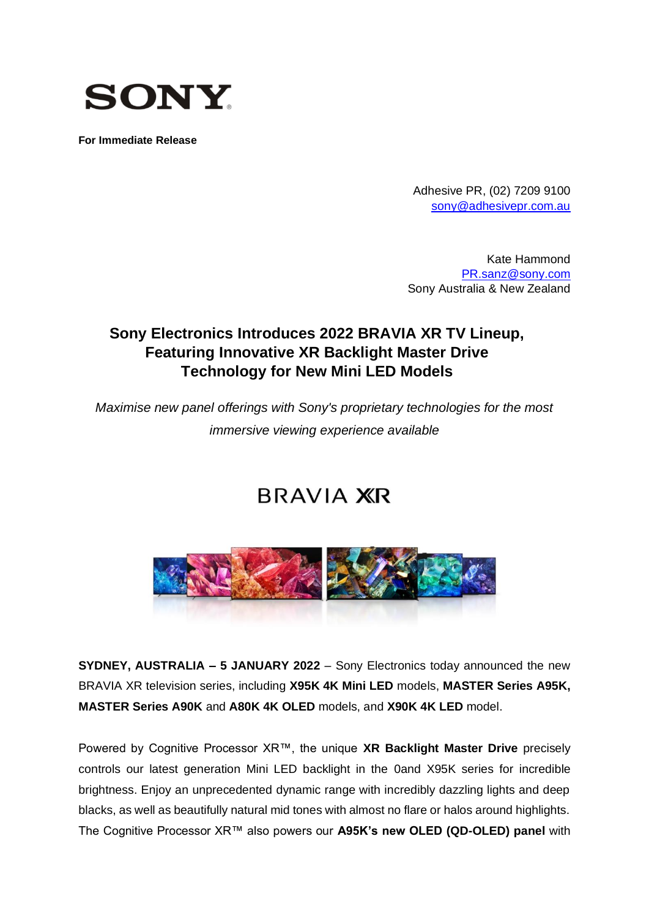**SONY**

**For Immediate Release**

Adhesive PR, (02) 7209 9100
sony@adhesivepr.com.au

Kate Hammond
PR.sanz@sony.com
Sony Australia & New Zealand

# Sony Electronics Introduces 2022 BRAVIA XR TV Lineup, Featuring Innovative XR Backlight Master Drive Technology for New Mini LED Models

*Maximise new panel offerings with Sony's proprietary technologies for the most immersive viewing experience available*

BRAVIA XR

**SYDNEY, AUSTRALIA – 5 JANUARY 2022** – Sony Electronics today announced the new BRAVIA XR television series, including **X95K 4K Mini LED** models, **MASTER Series A95K, MASTER Series A90K** and **A80K 4K OLED** models, and **X90K 4K LED** model.

Powered by Cognitive Processor XR™, the unique **XR Backlight Master Drive** precisely controls our latest generation Mini LED backlight in the 0and X95K series for incredible brightness. Enjoy an unprecedented dynamic range with incredibly dazzling lights and deep blacks, as well as beautifully natural mid tones with almost no flare or halos around highlights. The Cognitive Processor XR™ also powers our **A95K's new OLED (QD-OLED) panel** with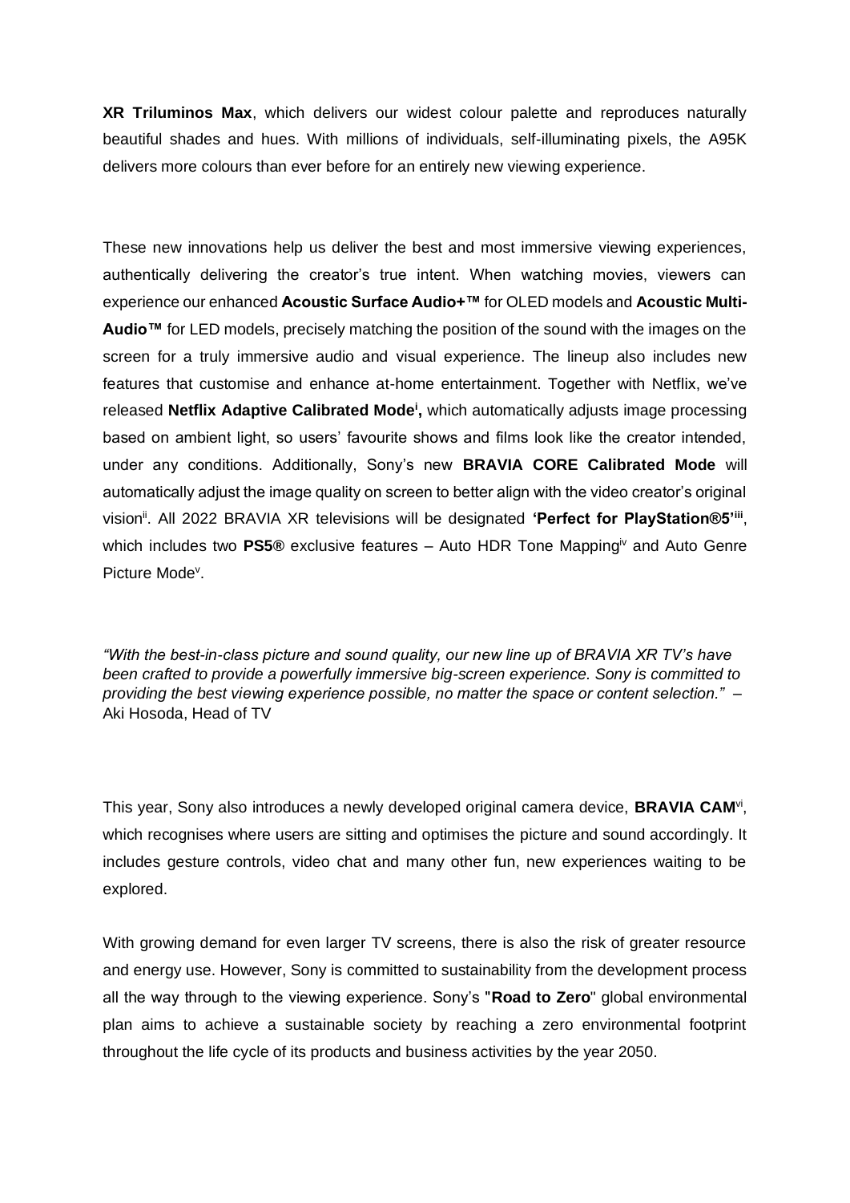**XR Triluminos Max**, which delivers our widest colour palette and reproduces naturally beautiful shades and hues. With millions of individuals, self-illuminating pixels, the A95K delivers more colours than ever before for an entirely new viewing experience.

These new innovations help us deliver the best and most immersive viewing experiences, authentically delivering the creator's true intent. When watching movies, viewers can experience our enhanced **Acoustic Surface Audio+™** for OLED models and **Acoustic Multi-Audio™** for LED models, precisely matching the position of the sound with the images on the screen for a truly immersive audio and visual experience. The lineup also includes new features that customise and enhance at-home entertainment. Together with Netflix, we've released **Netflix Adaptive Calibrated Mode**[i]**,** which automatically adjusts image processing based on ambient light, so users' favourite shows and films look like the creator intended, under any conditions. Additionally, Sony's new **BRAVIA CORE Calibrated Mode** will automatically adjust the image quality on screen to better align with the video creator's original vision[ii]. All 2022 BRAVIA XR televisions will be designated **'Perfect for PlayStation®5'**[iii], which includes two **PS5®** exclusive features – Auto HDR Tone Mapping[iv] and Auto Genre Picture Mode[v].

*"With the best-in-class picture and sound quality, our new line up of BRAVIA XR TV's have been crafted to provide a powerfully immersive big-screen experience. Sony is committed to providing the best viewing experience possible, no matter the space or content selection."* – Aki Hosoda, Head of TV

This year, Sony also introduces a newly developed original camera device, **BRAVIA CAM**[vi], which recognises where users are sitting and optimises the picture and sound accordingly. It includes gesture controls, video chat and many other fun, new experiences waiting to be explored.

With growing demand for even larger TV screens, there is also the risk of greater resource and energy use. However, Sony is committed to sustainability from the development process all the way through to the viewing experience. Sony's "**Road to Zero**" global environmental plan aims to achieve a sustainable society by reaching a zero environmental footprint throughout the life cycle of its products and business activities by the year 2050.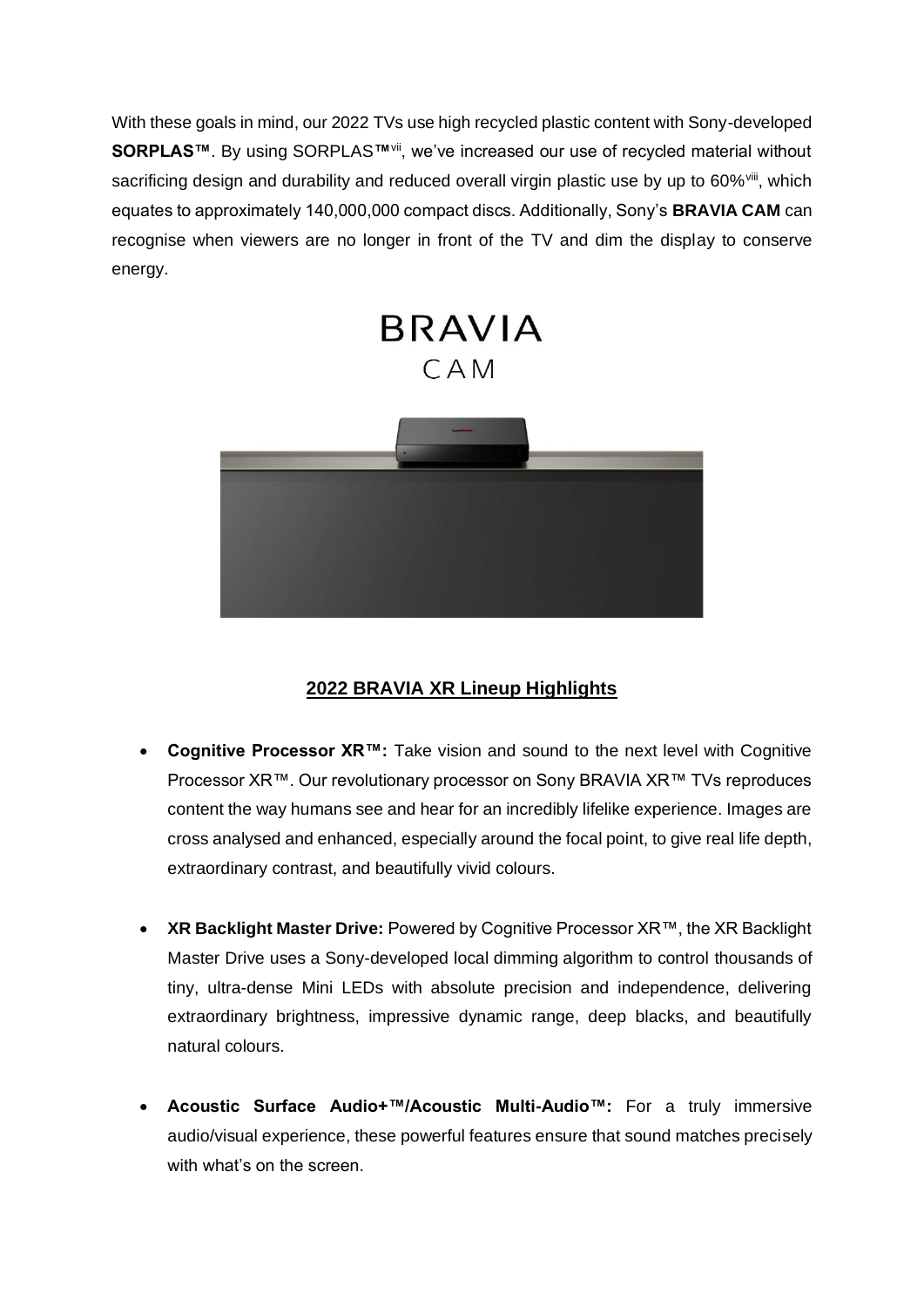With these goals in mind, our 2022 TVs use high recycled plastic content with Sony-developed **SORPLAS™**. By using SORPLAS™[vii], we've increased our use of recycled material without sacrificing design and durability and reduced overall virgin plastic use by up to 60%[viii], which equates to approximately 140,000,000 compact discs. Additionally, Sony's **BRAVIA CAM** can recognise when viewers are no longer in front of the TV and dim the display to conserve energy.

BRAVIA
CAM

## 2022 BRAVIA XR Lineup Highlights

- **Cognitive Processor XR™:** Take vision and sound to the next level with Cognitive Processor XR™. Our revolutionary processor on Sony BRAVIA XR™ TVs reproduces content the way humans see and hear for an incredibly lifelike experience. Images are cross analysed and enhanced, especially around the focal point, to give real life depth, extraordinary contrast, and beautifully vivid colours.

- **XR Backlight Master Drive:** Powered by Cognitive Processor XR™, the XR Backlight Master Drive uses a Sony-developed local dimming algorithm to control thousands of tiny, ultra-dense Mini LEDs with absolute precision and independence, delivering extraordinary brightness, impressive dynamic range, deep blacks, and beautifully natural colours.

- **Acoustic Surface Audio+™/Acoustic Multi-Audio™:** For a truly immersive audio/visual experience, these powerful features ensure that sound matches precisely with what's on the screen.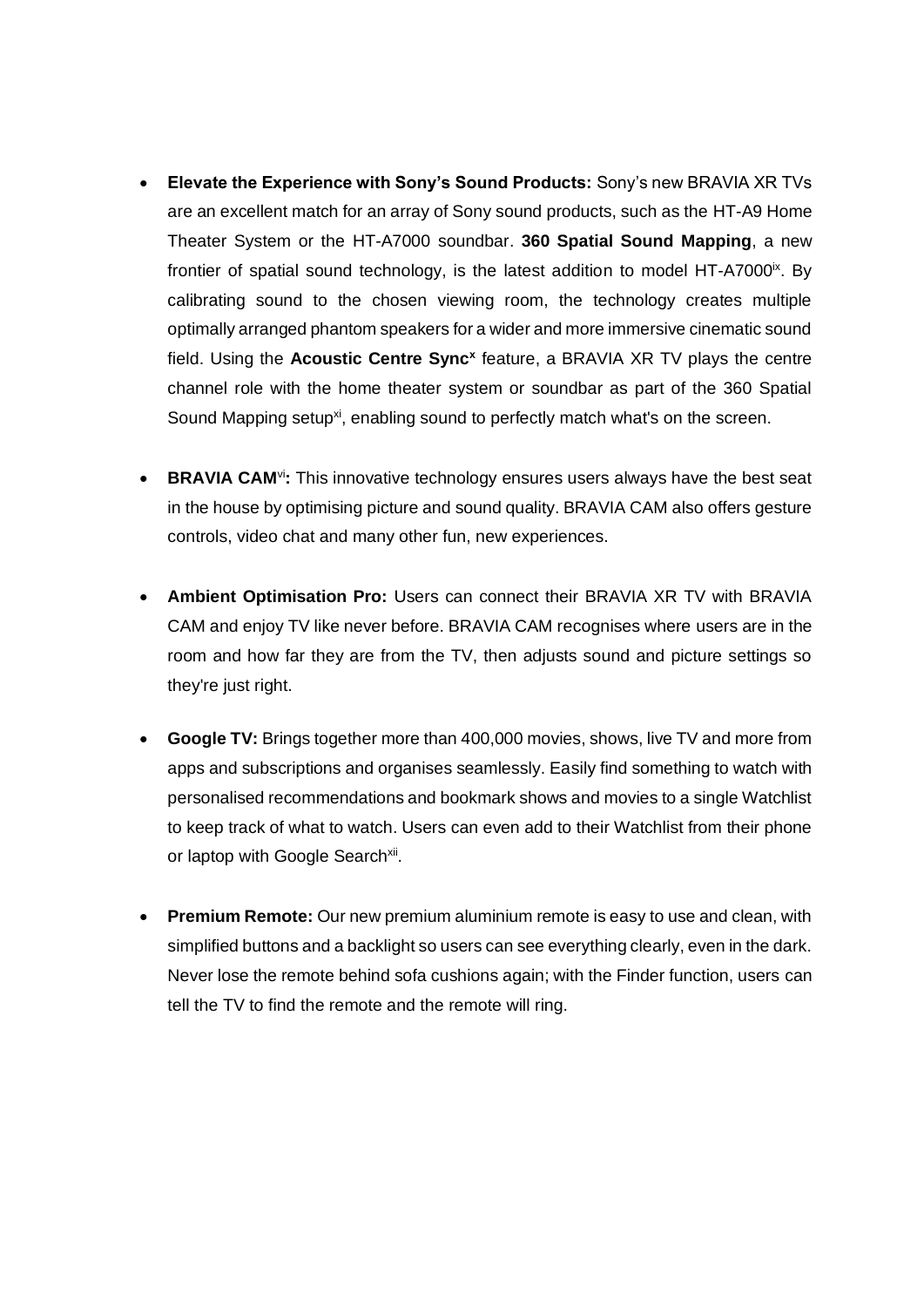- **Elevate the Experience with Sony's Sound Products:** Sony's new BRAVIA XR TVs are an excellent match for an array of Sony sound products, such as the HT-A9 Home Theater System or the HT-A7000 soundbar. **360 Spatial Sound Mapping**, a new frontier of spatial sound technology, is the latest addition to model HT-A7000[ix]. By calibrating sound to the chosen viewing room, the technology creates multiple optimally arranged phantom speakers for a wider and more immersive cinematic sound field. Using the **Acoustic Centre Sync**[x] feature, a BRAVIA XR TV plays the centre channel role with the home theater system or soundbar as part of the 360 Spatial Sound Mapping setup[xi], enabling sound to perfectly match what's on the screen.

- **BRAVIA CAM**[vi]**:** This innovative technology ensures users always have the best seat in the house by optimising picture and sound quality. BRAVIA CAM also offers gesture controls, video chat and many other fun, new experiences.

- **Ambient Optimisation Pro:** Users can connect their BRAVIA XR TV with BRAVIA CAM and enjoy TV like never before. BRAVIA CAM recognises where users are in the room and how far they are from the TV, then adjusts sound and picture settings so they're just right.

- **Google TV:** Brings together more than 400,000 movies, shows, live TV and more from apps and subscriptions and organises seamlessly. Easily find something to watch with personalised recommendations and bookmark shows and movies to a single Watchlist to keep track of what to watch. Users can even add to their Watchlist from their phone or laptop with Google Search[xii].

- **Premium Remote:** Our new premium aluminium remote is easy to use and clean, with simplified buttons and a backlight so users can see everything clearly, even in the dark. Never lose the remote behind sofa cushions again; with the Finder function, users can tell the TV to find the remote and the remote will ring.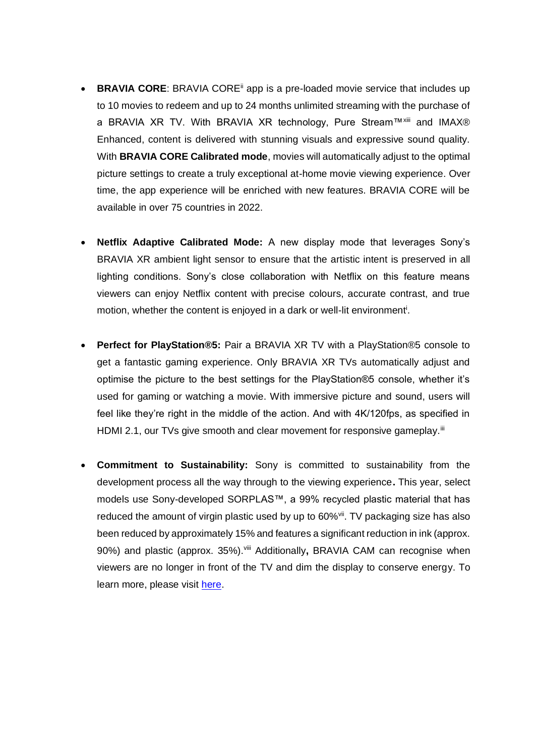- **BRAVIA CORE**: BRAVIA CORE[ii] app is a pre-loaded movie service that includes up to 10 movies to redeem and up to 24 months unlimited streaming with the purchase of a BRAVIA XR TV. With BRAVIA XR technology, Pure Stream™[xiii] and IMAX® Enhanced, content is delivered with stunning visuals and expressive sound quality. With **BRAVIA CORE Calibrated mode**, movies will automatically adjust to the optimal picture settings to create a truly exceptional at-home movie viewing experience. Over time, the app experience will be enriched with new features. BRAVIA CORE will be available in over 75 countries in 2022.

- **Netflix Adaptive Calibrated Mode:** A new display mode that leverages Sony's BRAVIA XR ambient light sensor to ensure that the artistic intent is preserved in all lighting conditions. Sony's close collaboration with Netflix on this feature means viewers can enjoy Netflix content with precise colours, accurate contrast, and true motion, whether the content is enjoyed in a dark or well-lit environment[i].

- **Perfect for PlayStation®5:** Pair a BRAVIA XR TV with a PlayStation®5 console to get a fantastic gaming experience. Only BRAVIA XR TVs automatically adjust and optimise the picture to the best settings for the PlayStation®5 console, whether it's used for gaming or watching a movie. With immersive picture and sound, users will feel like they're right in the middle of the action. And with 4K/120fps, as specified in HDMI 2.1, our TVs give smooth and clear movement for responsive gameplay.[iii]

- **Commitment to Sustainability:** Sony is committed to sustainability from the development process all the way through to the viewing experience**.** This year, select models use Sony-developed SORPLAS™, a 99% recycled plastic material that has reduced the amount of virgin plastic used by up to 60%[vii]. TV packaging size has also been reduced by approximately 15% and features a significant reduction in ink (approx. 90%) and plastic (approx. 35%).[viii] Additionally**,** BRAVIA CAM can recognise when viewers are no longer in front of the TV and dim the display to conserve energy. To learn more, please visit here.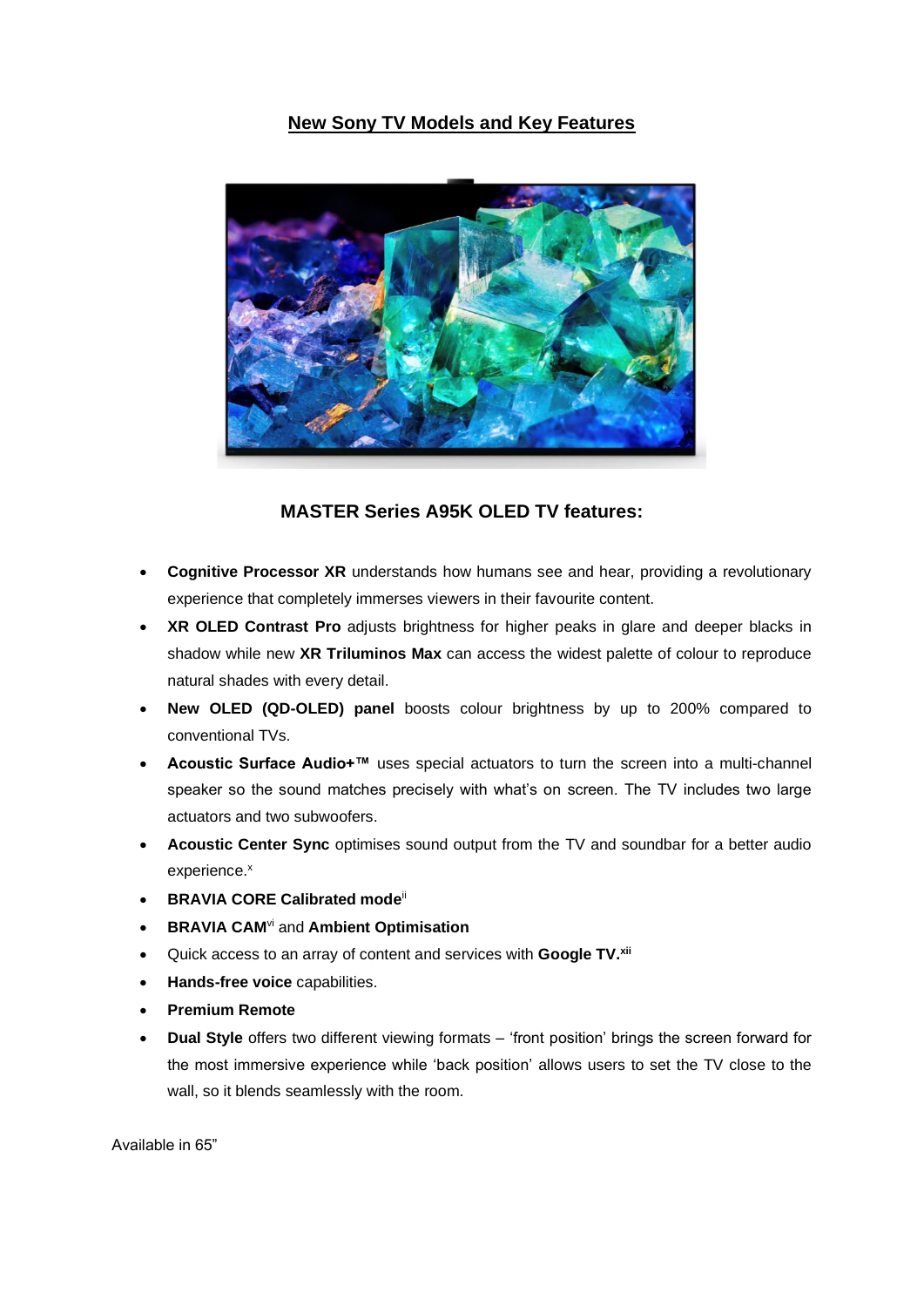# New Sony TV Models and Key Features

## MASTER Series A95K OLED TV features:

- **Cognitive Processor XR** understands how humans see and hear, providing a revolutionary experience that completely immerses viewers in their favourite content.
- **XR OLED Contrast Pro** adjusts brightness for higher peaks in glare and deeper blacks in shadow while new **XR Triluminos Max** can access the widest palette of colour to reproduce natural shades with every detail.
- **New OLED (QD-OLED) panel** boosts colour brightness by up to 200% compared to conventional TVs.
- **Acoustic Surface Audio+™** uses special actuators to turn the screen into a multi-channel speaker so the sound matches precisely with what's on screen. The TV includes two large actuators and two subwoofers.
- **Acoustic Center Sync** optimises sound output from the TV and soundbar for a better audio experience.[x]
- **BRAVIA CORE Calibrated mode**[ii]
- **BRAVIA CAM**[vi] and **Ambient Optimisation**
- Quick access to an array of content and services with **Google TV.**[xii]
- **Hands-free voice** capabilities.
- **Premium Remote**
- **Dual Style** offers two different viewing formats – 'front position' brings the screen forward for the most immersive experience while 'back position' allows users to set the TV close to the wall, so it blends seamlessly with the room.

Available in 65"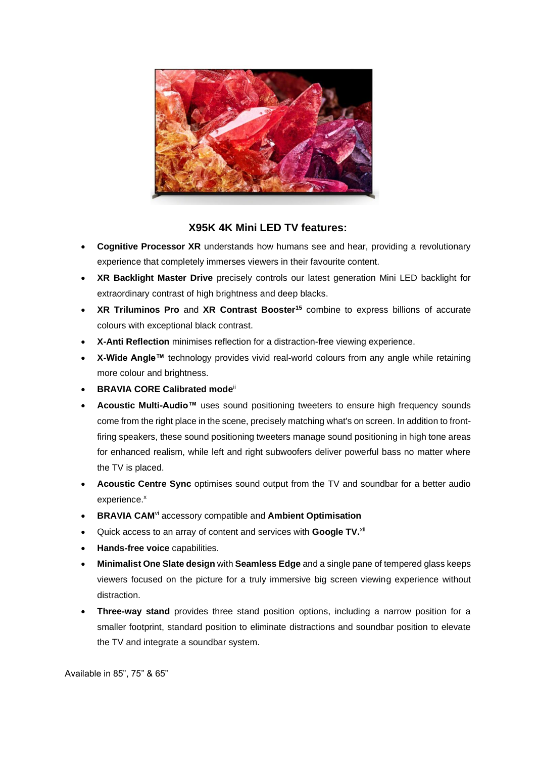## X95K 4K Mini LED TV features:

- **Cognitive Processor XR** understands how humans see and hear, providing a revolutionary experience that completely immerses viewers in their favourite content.
- **XR Backlight Master Drive** precisely controls our latest generation Mini LED backlight for extraordinary contrast of high brightness and deep blacks.
- **XR Triluminos Pro** and **XR Contrast Booster**[15] combine to express billions of accurate colours with exceptional black contrast.
- **X-Anti Reflection** minimises reflection for a distraction-free viewing experience.
- **X-Wide Angle™** technology provides vivid real-world colours from any angle while retaining more colour and brightness.
- **BRAVIA CORE Calibrated mode**[ii]
- **Acoustic Multi-Audio™** uses sound positioning tweeters to ensure high frequency sounds come from the right place in the scene, precisely matching what's on screen. In addition to front-firing speakers, these sound positioning tweeters manage sound positioning in high tone areas for enhanced realism, while left and right subwoofers deliver powerful bass no matter where the TV is placed.
- **Acoustic Centre Sync** optimises sound output from the TV and soundbar for a better audio experience.[x]
- **BRAVIA CAM**[vi] accessory compatible and **Ambient Optimisation**
- Quick access to an array of content and services with **Google TV.**[xii]
- **Hands-free voice** capabilities.
- **Minimalist One Slate design** with **Seamless Edge** and a single pane of tempered glass keeps viewers focused on the picture for a truly immersive big screen viewing experience without distraction.
- **Three-way stand** provides three stand position options, including a narrow position for a smaller footprint, standard position to eliminate distractions and soundbar position to elevate the TV and integrate a soundbar system.

Available in 85", 75" & 65"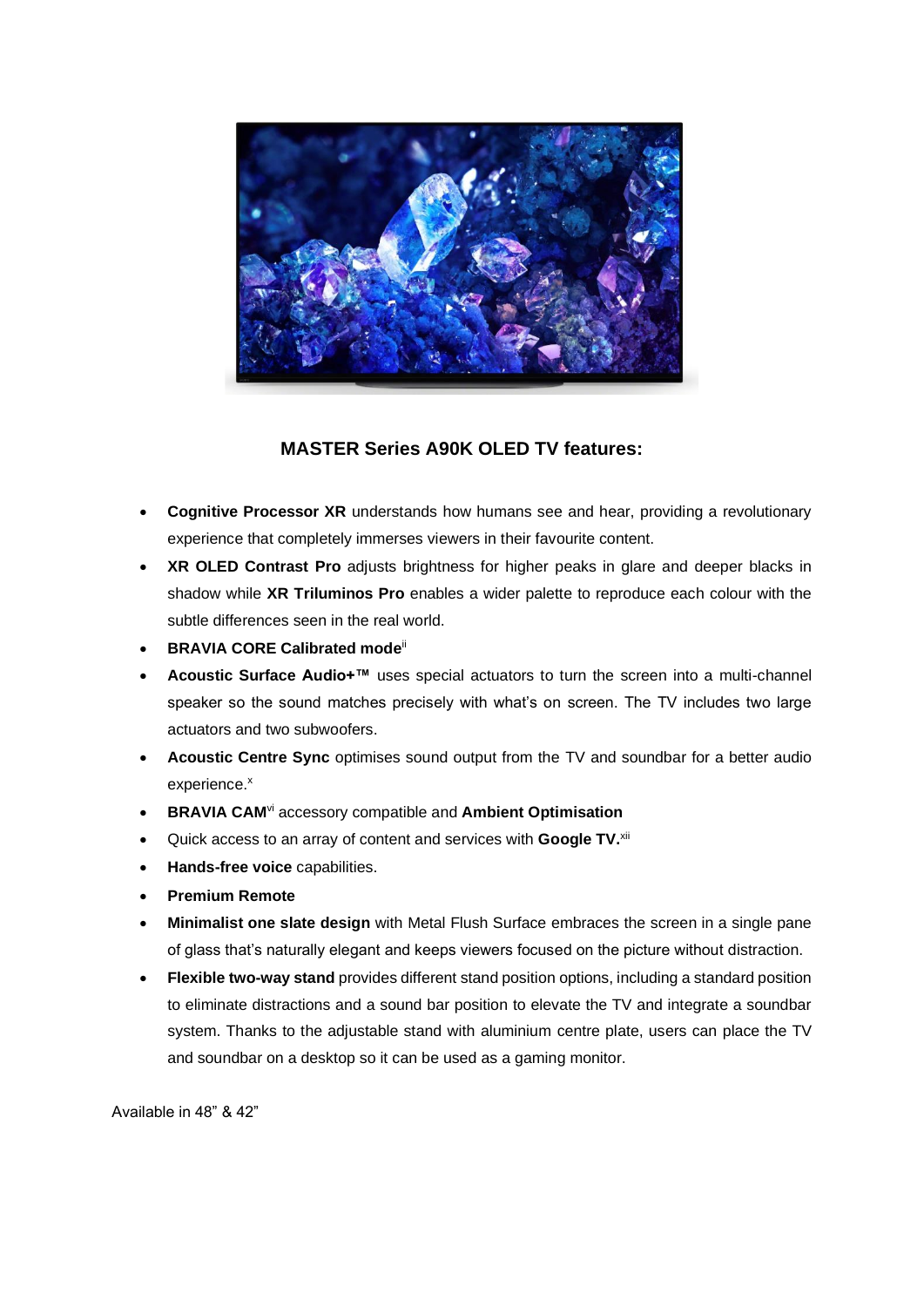**MASTER Series A90K OLED TV features:**

- **Cognitive Processor XR** understands how humans see and hear, providing a revolutionary experience that completely immerses viewers in their favourite content.
- **XR OLED Contrast Pro** adjusts brightness for higher peaks in glare and deeper blacks in shadow while **XR Triluminos Pro** enables a wider palette to reproduce each colour with the subtle differences seen in the real world.
- **BRAVIA CORE Calibrated mode**[ii]
- **Acoustic Surface Audio+™** uses special actuators to turn the screen into a multi-channel speaker so the sound matches precisely with what's on screen. The TV includes two large actuators and two subwoofers.
- **Acoustic Centre Sync** optimises sound output from the TV and soundbar for a better audio experience.[x]
- **BRAVIA CAM**[vi] accessory compatible and **Ambient Optimisation**
- Quick access to an array of content and services with **Google TV.**[xii]
- **Hands-free voice** capabilities.
- **Premium Remote**
- **Minimalist one slate design** with Metal Flush Surface embraces the screen in a single pane of glass that's naturally elegant and keeps viewers focused on the picture without distraction.
- **Flexible two-way stand** provides different stand position options, including a standard position to eliminate distractions and a sound bar position to elevate the TV and integrate a soundbar system. Thanks to the adjustable stand with aluminium centre plate, users can place the TV and soundbar on a desktop so it can be used as a gaming monitor.

Available in 48" & 42"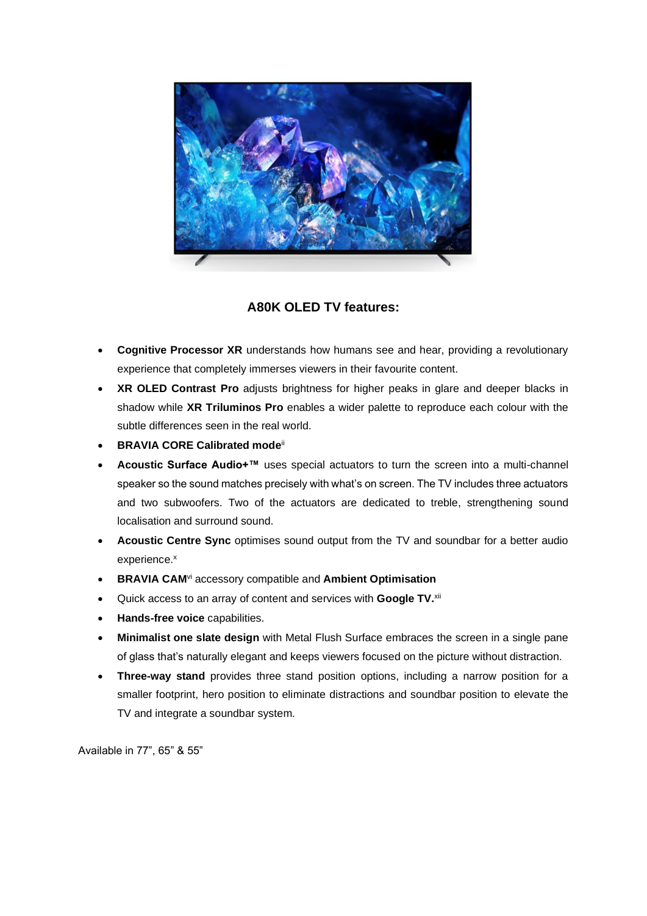## A80K OLED TV features:

- **Cognitive Processor XR** understands how humans see and hear, providing a revolutionary experience that completely immerses viewers in their favourite content.
- **XR OLED Contrast Pro** adjusts brightness for higher peaks in glare and deeper blacks in shadow while **XR Triluminos Pro** enables a wider palette to reproduce each colour with the subtle differences seen in the real world.
- **BRAVIA CORE Calibrated mode**[ii]
- **Acoustic Surface Audio+™** uses special actuators to turn the screen into a multi-channel speaker so the sound matches precisely with what's on screen. The TV includes three actuators and two subwoofers. Two of the actuators are dedicated to treble, strengthening sound localisation and surround sound.
- **Acoustic Centre Sync** optimises sound output from the TV and soundbar for a better audio experience.[x]
- **BRAVIA CAM**[vi] accessory compatible and **Ambient Optimisation**
- Quick access to an array of content and services with **Google TV.**[xii]
- **Hands-free voice** capabilities.
- **Minimalist one slate design** with Metal Flush Surface embraces the screen in a single pane of glass that's naturally elegant and keeps viewers focused on the picture without distraction.
- **Three-way stand** provides three stand position options, including a narrow position for a smaller footprint, hero position to eliminate distractions and soundbar position to elevate the TV and integrate a soundbar system.

Available in 77", 65" & 55"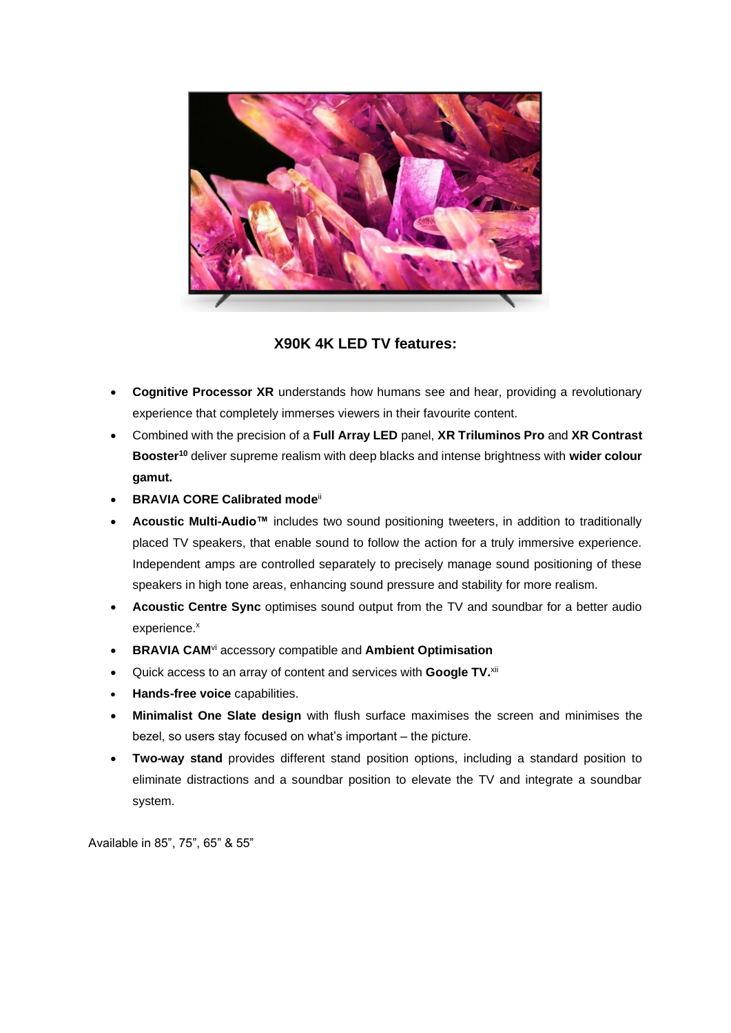## X90K 4K LED TV features:

- **Cognitive Processor XR** understands how humans see and hear, providing a revolutionary experience that completely immerses viewers in their favourite content.
- Combined with the precision of a **Full Array LED** panel, **XR Triluminos Pro** and **XR Contrast Booster**[10] deliver supreme realism with deep blacks and intense brightness with **wider colour gamut.**
- **BRAVIA CORE Calibrated mode**[ii]
- **Acoustic Multi-Audio™** includes two sound positioning tweeters, in addition to traditionally placed TV speakers, that enable sound to follow the action for a truly immersive experience. Independent amps are controlled separately to precisely manage sound positioning of these speakers in high tone areas, enhancing sound pressure and stability for more realism.
- **Acoustic Centre Sync** optimises sound output from the TV and soundbar for a better audio experience.[x]
- **BRAVIA CAM**[vi] accessory compatible and **Ambient Optimisation**
- Quick access to an array of content and services with **Google TV.**[xii]
- **Hands-free voice** capabilities.
- **Minimalist One Slate design** with flush surface maximises the screen and minimises the bezel, so users stay focused on what's important – the picture.
- **Two-way stand** provides different stand position options, including a standard position to eliminate distractions and a soundbar position to elevate the TV and integrate a soundbar system.

Available in 85", 75", 65" & 55"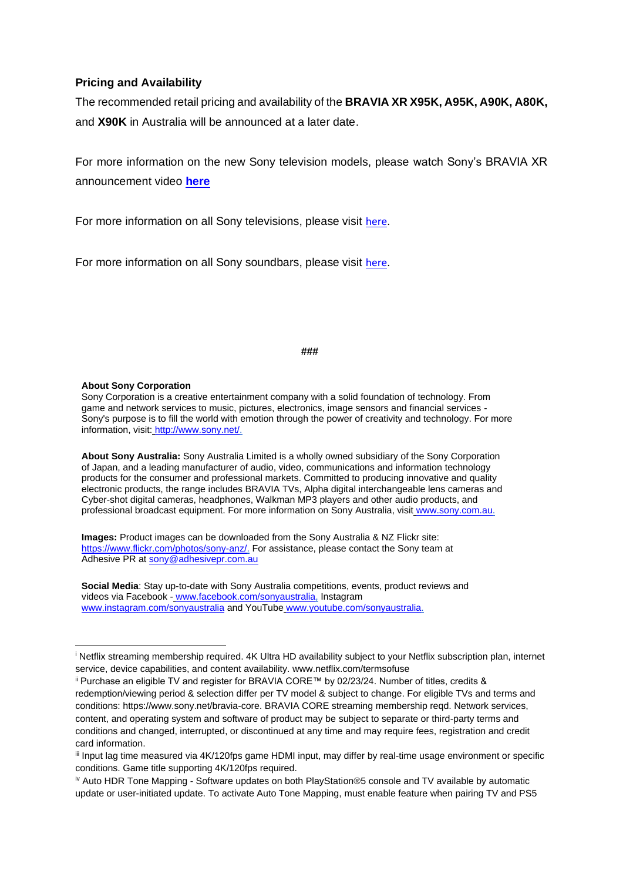## Pricing and Availability

The recommended retail pricing and availability of the **BRAVIA XR X95K, A95K, A90K, A80K,** and **X90K** in Australia will be announced at a later date.

For more information on the new Sony television models, please watch Sony's BRAVIA XR announcement video **here**

For more information on all Sony televisions, please visit here.

For more information on all Sony soundbars, please visit here.

###

**About Sony Corporation**
Sony Corporation is a creative entertainment company with a solid foundation of technology. From game and network services to music, pictures, electronics, image sensors and financial services - Sony's purpose is to fill the world with emotion through the power of creativity and technology. For more information, visit: http://www.sony.net/.

**About Sony Australia:** Sony Australia Limited is a wholly owned subsidiary of the Sony Corporation of Japan, and a leading manufacturer of audio, video, communications and information technology products for the consumer and professional markets. Committed to producing innovative and quality electronic products, the range includes BRAVIA TVs, Alpha digital interchangeable lens cameras and Cyber-shot digital cameras, headphones, Walkman MP3 players and other audio products, and professional broadcast equipment. For more information on Sony Australia, visit www.sony.com.au.

**Images:** Product images can be downloaded from the Sony Australia & NZ Flickr site: https://www.flickr.com/photos/sony-anz/. For assistance, please contact the Sony team at Adhesive PR at sony@adhesivepr.com.au

**Social Media**: Stay up-to-date with Sony Australia competitions, events, product reviews and videos via Facebook - www.facebook.com/sonyaustralia, Instagram www.instagram.com/sonyaustralia and YouTube www.youtube.com/sonyaustralia.

---

[i] Netflix streaming membership required. 4K Ultra HD availability subject to your Netflix subscription plan, internet service, device capabilities, and content availability. www.netflix.com/termsofuse

[ii] Purchase an eligible TV and register for BRAVIA CORE™ by 02/23/24. Number of titles, credits & redemption/viewing period & selection differ per TV model & subject to change. For eligible TVs and terms and conditions: https://www.sony.net/bravia-core. BRAVIA CORE streaming membership reqd. Network services, content, and operating system and software of product may be subject to separate or third-party terms and conditions and changed, interrupted, or discontinued at any time and may require fees, registration and credit card information.

[iii] Input lag time measured via 4K/120fps game HDMI input, may differ by real-time usage environment or specific conditions. Game title supporting 4K/120fps required.

[iv] Auto HDR Tone Mapping - Software updates on both PlayStation®5 console and TV available by automatic update or user-initiated update. To activate Auto Tone Mapping, must enable feature when pairing TV and PS5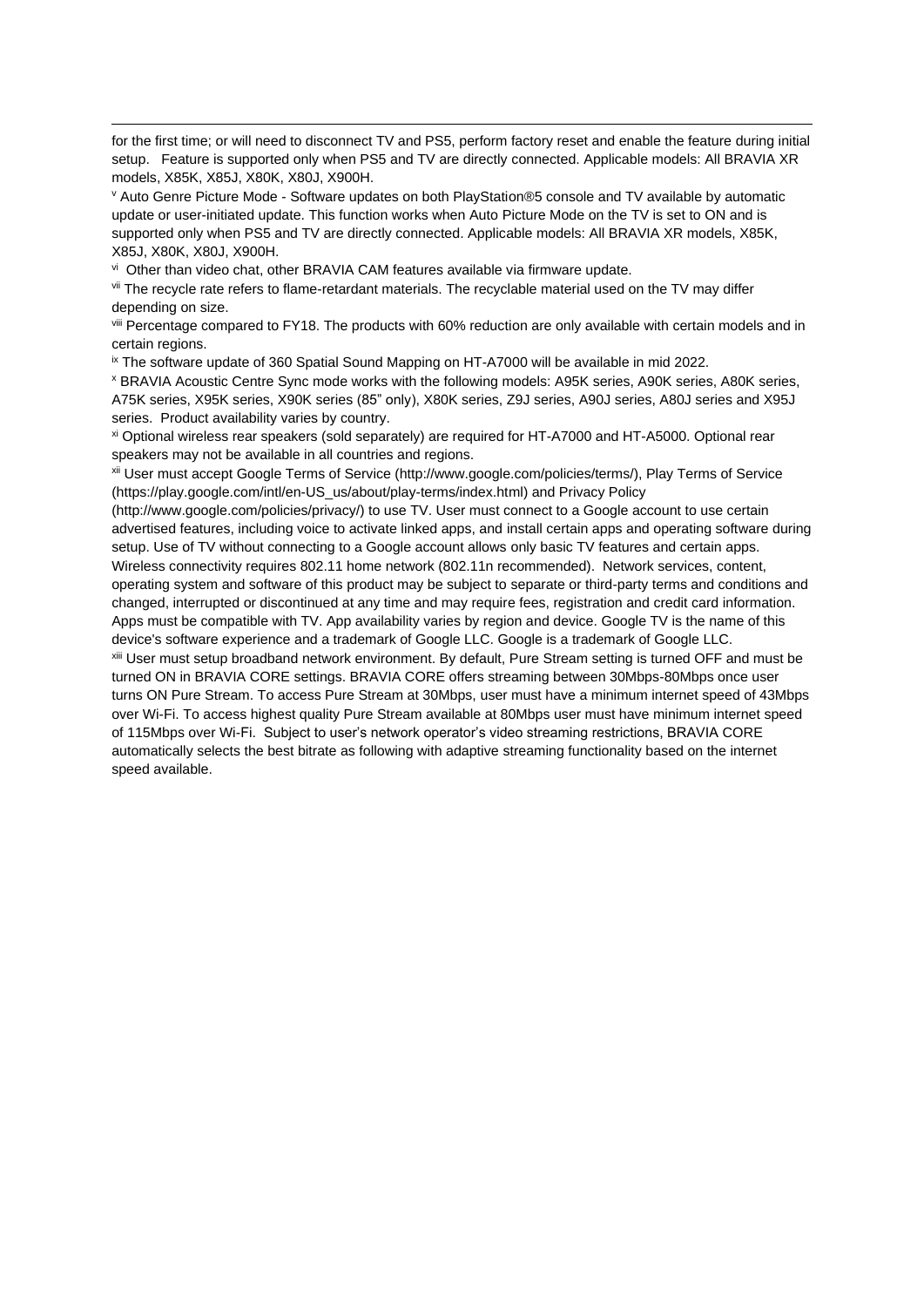for the first time; or will need to disconnect TV and PS5, perform factory reset and enable the feature during initial setup. Feature is supported only when PS5 and TV are directly connected. Applicable models: All BRAVIA XR models, X85K, X85J, X80K, X80J, X900H.

[v] Auto Genre Picture Mode - Software updates on both PlayStation®5 console and TV available by automatic update or user-initiated update. This function works when Auto Picture Mode on the TV is set to ON and is supported only when PS5 and TV are directly connected. Applicable models: All BRAVIA XR models, X85K, X85J, X80K, X80J, X900H.

[vi] Other than video chat, other BRAVIA CAM features available via firmware update.

[vii] The recycle rate refers to flame-retardant materials. The recyclable material used on the TV may differ depending on size.

[viii] Percentage compared to FY18. The products with 60% reduction are only available with certain models and in certain regions.

[ix] The software update of 360 Spatial Sound Mapping on HT-A7000 will be available in mid 2022.

[x] BRAVIA Acoustic Centre Sync mode works with the following models: A95K series, A90K series, A80K series, A75K series, X95K series, X90K series (85" only), X80K series, Z9J series, A90J series, A80J series and X95J series. Product availability varies by country.

[xi] Optional wireless rear speakers (sold separately) are required for HT-A7000 and HT-A5000. Optional rear speakers may not be available in all countries and regions.

[xii] User must accept Google Terms of Service (http://www.google.com/policies/terms/), Play Terms of Service (https://play.google.com/intl/en-US_us/about/play-terms/index.html) and Privacy Policy (http://www.google.com/policies/privacy/) to use TV. User must connect to a Google account to use certain advertised features, including voice to activate linked apps, and install certain apps and operating software during setup. Use of TV without connecting to a Google account allows only basic TV features and certain apps. Wireless connectivity requires 802.11 home network (802.11n recommended). Network services, content, operating system and software of this product may be subject to separate or third-party terms and conditions and changed, interrupted or discontinued at any time and may require fees, registration and credit card information. Apps must be compatible with TV. App availability varies by region and device. Google TV is the name of this device's software experience and a trademark of Google LLC. Google is a trademark of Google LLC.

[xiii] User must setup broadband network environment. By default, Pure Stream setting is turned OFF and must be turned ON in BRAVIA CORE settings. BRAVIA CORE offers streaming between 30Mbps-80Mbps once user turns ON Pure Stream. To access Pure Stream at 30Mbps, user must have a minimum internet speed of 43Mbps over Wi-Fi. To access highest quality Pure Stream available at 80Mbps user must have minimum internet speed of 115Mbps over Wi-Fi. Subject to user's network operator's video streaming restrictions, BRAVIA CORE automatically selects the best bitrate as following with adaptive streaming functionality based on the internet speed available.